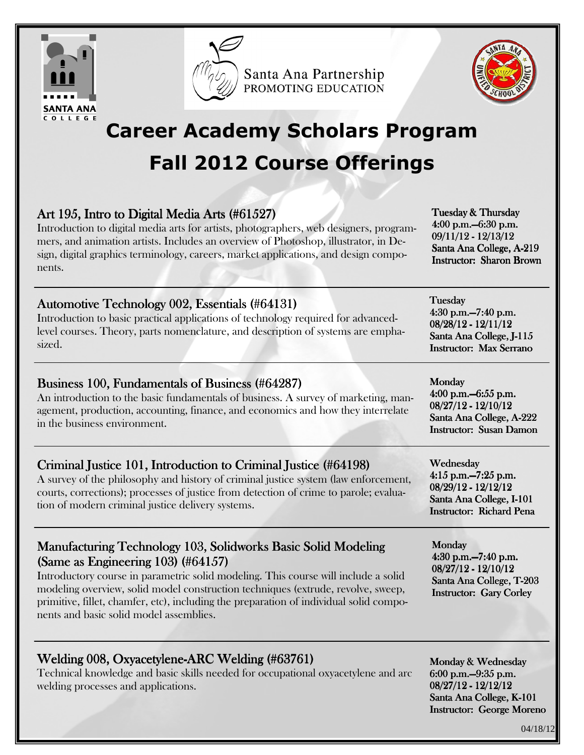Santa Ana College

Santa Ana Partnership
PROMOTING EDUCATION

# Career Academy Scholars Program

# Fall 2012 Course Offerings

### Art 195, Intro to Digital Media Arts (#61527)

Introduction to digital media arts for artists, photographers, web designers, programmers, and animation artists. Includes an overview of Photoshop, illustrator, in Design, digital graphics terminology, careers, market applications, and design components.

**Tuesday & Thursday**
**4:00 p.m.—6:30 p.m.**
**09/11/12 - 12/13/12**
**Santa Ana College, A-219**
**Instructor: Sharon Brown**

---

### Automotive Technology 002, Essentials (#64131)

Introduction to basic practical applications of technology required for advanced-level courses. Theory, parts nomenclature, and description of systems are emphasized.

**Tuesday**
**4:30 p.m.—7:40 p.m.**
**08/28/12 - 12/11/12**
**Santa Ana College, J-115**
**Instructor: Max Serrano**

---

### Business 100, Fundamentals of Business (#64287)

An introduction to the basic fundamentals of business. A survey of marketing, management, production, accounting, finance, and economics and how they interrelate in the business environment.

**Monday**
**4:00 p.m.—6:55 p.m.**
**08/27/12 - 12/10/12**
**Santa Ana College, A-222**
**Instructor: Susan Damon**

---

### Criminal Justice 101, Introduction to Criminal Justice (#64198)

A survey of the philosophy and history of criminal justice system (law enforcement, courts, corrections); processes of justice from detection of crime to parole; evaluation of modern criminal justice delivery systems.

**Wednesday**
**4:15 p.m.—7:25 p.m.**
**08/29/12 - 12/12/12**
**Santa Ana College, I-101**
**Instructor: Richard Pena**

---

### Manufacturing Technology 103, Solidworks Basic Solid Modeling (Same as Engineering 103) (#64157)

Introductory course in parametric solid modeling. This course will include a solid modeling overview, solid model construction techniques (extrude, revolve, sweep, primitive, fillet, chamfer, etc), including the preparation of individual solid components and basic solid model assemblies.

**Monday**
**4:30 p.m.—7:40 p.m.**
**08/27/12 - 12/10/12**
**Santa Ana College, T-203**
**Instructor: Gary Corley**

---

### Welding 008, Oxyacetylene-ARC Welding (#63761)

Technical knowledge and basic skills needed for occupational oxyacetylene and arc welding processes and applications.

**Monday & Wednesday**
**6:00 p.m.—9:35 p.m.**
**08/27/12 - 12/12/12**
**Santa Ana College, K-101**
**Instructor: George Moreno**

04/18/12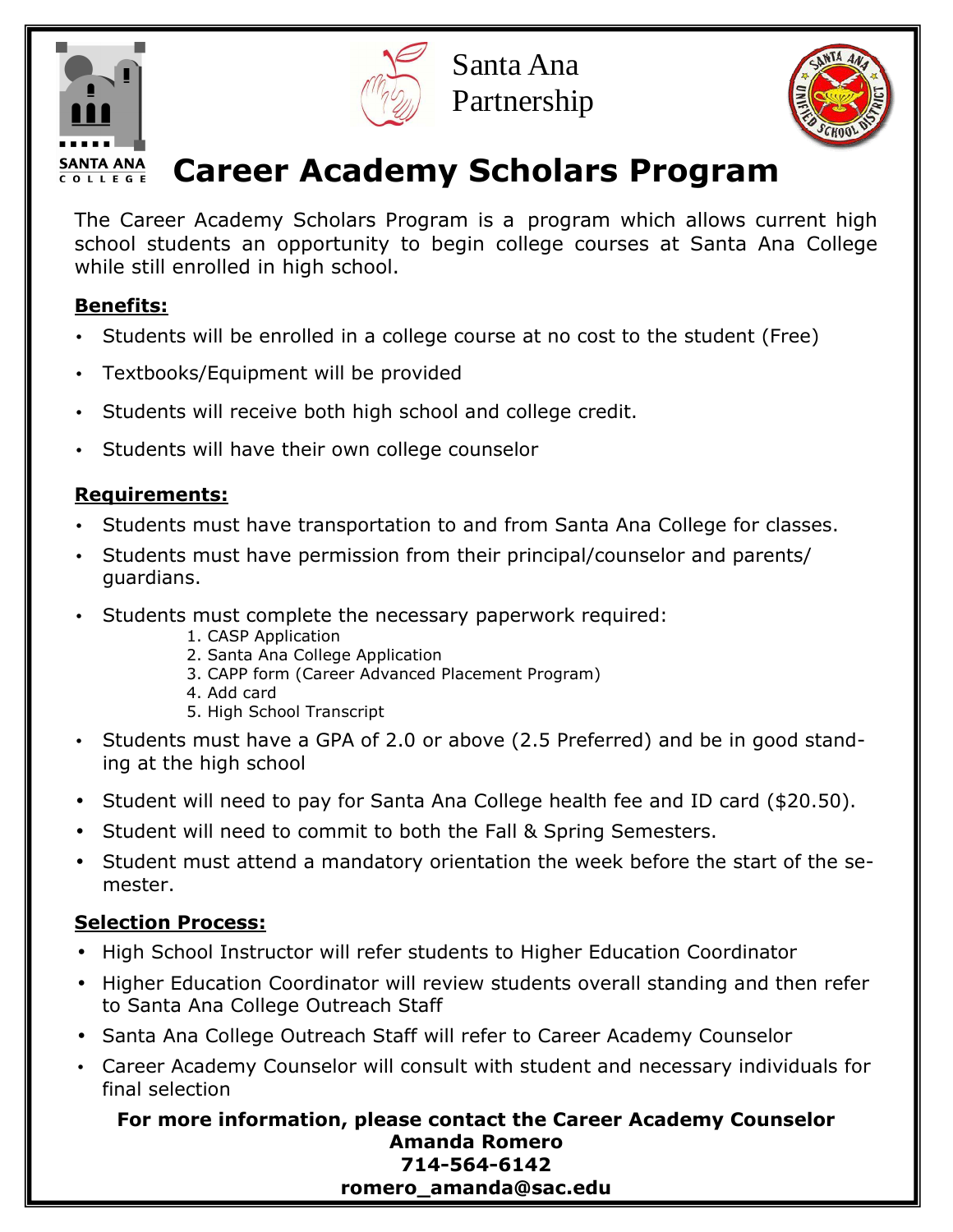Santa Ana Partnership

# Career Academy Scholars Program

The Career Academy Scholars Program is a program which allows current high school students an opportunity to begin college courses at Santa Ana College while still enrolled in high school.

**Benefits:**

- Students will be enrolled in a college course at no cost to the student (Free)
- Textbooks/Equipment will be provided
- Students will receive both high school and college credit.
- Students will have their own college counselor

**Requirements:**

- Students must have transportation to and from Santa Ana College for classes.
- Students must have permission from their principal/counselor and parents/guardians.
- Students must complete the necessary paperwork required:
  1. CASP Application
  2. Santa Ana College Application
  3. CAPP form (Career Advanced Placement Program)
  4. Add card
  5. High School Transcript
- Students must have a GPA of 2.0 or above (2.5 Preferred) and be in good standing at the high school
- Student will need to pay for Santa Ana College health fee and ID card ($20.50).
- Student will need to commit to both the Fall & Spring Semesters.
- Student must attend a mandatory orientation the week before the start of the semester.

**Selection Process:**

- High School Instructor will refer students to Higher Education Coordinator
- Higher Education Coordinator will review students overall standing and then refer to Santa Ana College Outreach Staff
- Santa Ana College Outreach Staff will refer to Career Academy Counselor
- Career Academy Counselor will consult with student and necessary individuals for final selection

**For more information, please contact the Career Academy Counselor**
**Amanda Romero**
**714-564-6142**
**romero_amanda@sac.edu**